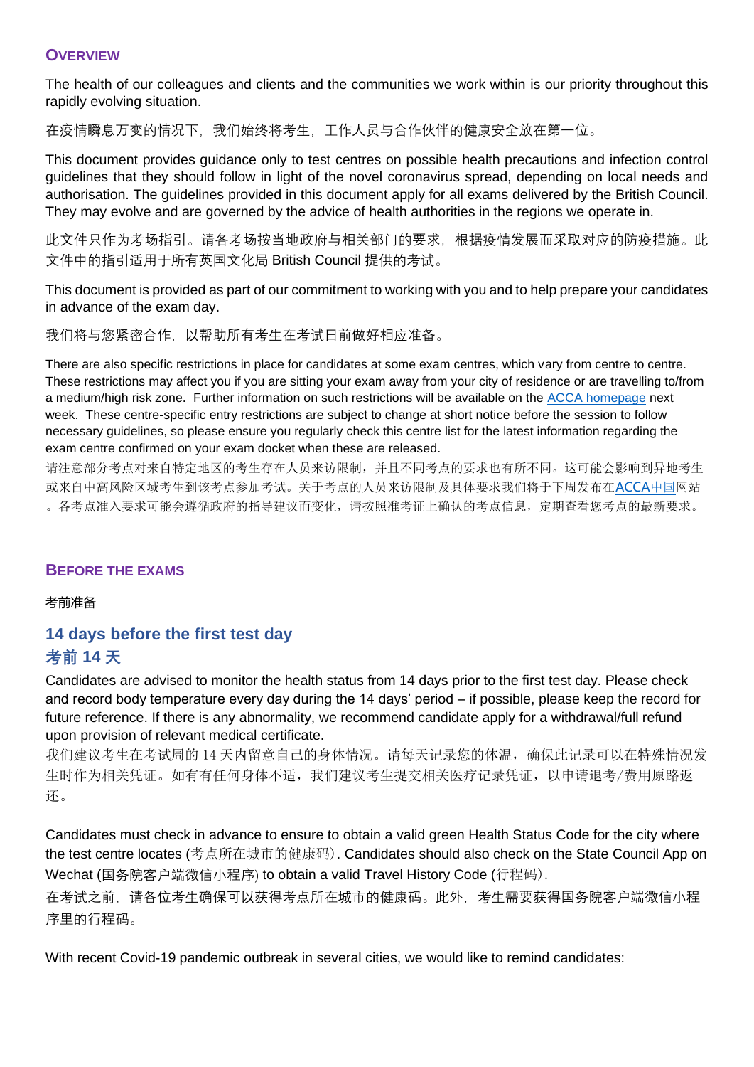## OVERVIEW

The health of our colleagues and clients and the communities we work within is our priority throughout this rapidly evolving situation.

在疫情瞬息万变的情况下，我们始终将考生，工作人员与合作伙伴的健康安全放在第一位。

This document provides guidance only to test centres on possible health precautions and infection control guidelines that they should follow in light of the novel coronavirus spread, depending on local needs and authorisation. The guidelines provided in this document apply for all exams delivered by the British Council. They may evolve and are governed by the advice of health authorities in the regions we operate in.

此文件只作为考场指引。请各考场按当地政府与相关部门的要求，根据疫情发展而采取对应的防疫措施。此文件中的指引适用于所有英国文化局 British Council 提供的考试。

This document is provided as part of our commitment to working with you and to help prepare your candidates in advance of the exam day.

我们将与您紧密合作，以帮助所有考生在考试日前做好相应准备。

There are also specific restrictions in place for candidates at some exam centres, which vary from centre to centre. These restrictions may affect you if you are sitting your exam away from your city of residence or are travelling to/from a medium/high risk zone. Further information on such restrictions will be available on the ACCA homepage next week. These centre-specific entry restrictions are subject to change at short notice before the session to follow necessary guidelines, so please ensure you regularly check this centre list for the latest information regarding the exam centre confirmed on your exam docket when these are released.

请注意部分考点对来自特定地区的考生存在人员来访限制，并且不同考点的要求也有所不同。这可能会影响到异地考生或来自中高风险区域考生到该考点参加考试。关于考点的人员来访限制及具体要求我们将于下周发布在ACCA中国网站。各考点准入要求可能会遵循政府的指导建议而变化，请按照准考证上确认的考点信息，定期查看您考点的最新要求。

## BEFORE THE EXAMS

考前准备

### 14 days before the first test day
### 考前 14 天

Candidates are advised to monitor the health status from 14 days prior to the first test day. Please check and record body temperature every day during the 14 days' period – if possible, please keep the record for future reference. If there is any abnormality, we recommend candidate apply for a withdrawal/full refund upon provision of relevant medical certificate.

我们建议考生在考试周的 14 天内留意自己的身体情况。请每天记录您的体温，确保此记录可以在特殊情况发生时作为相关凭证。如有有任何身体不适，我们建议考生提交相关医疗记录凭证，以申请退考/费用原路返还。

Candidates must check in advance to ensure to obtain a valid green Health Status Code for the city where the test centre locates (考点所在城市的健康码). Candidates should also check on the State Council App on Wechat (国务院客户端微信小程序) to obtain a valid Travel History Code (行程码).

在考试之前，请各位考生确保可以获得考点所在城市的健康码。此外，考生需要获得国务院客户端微信小程序里的行程码。

With recent Covid-19 pandemic outbreak in several cities, we would like to remind candidates: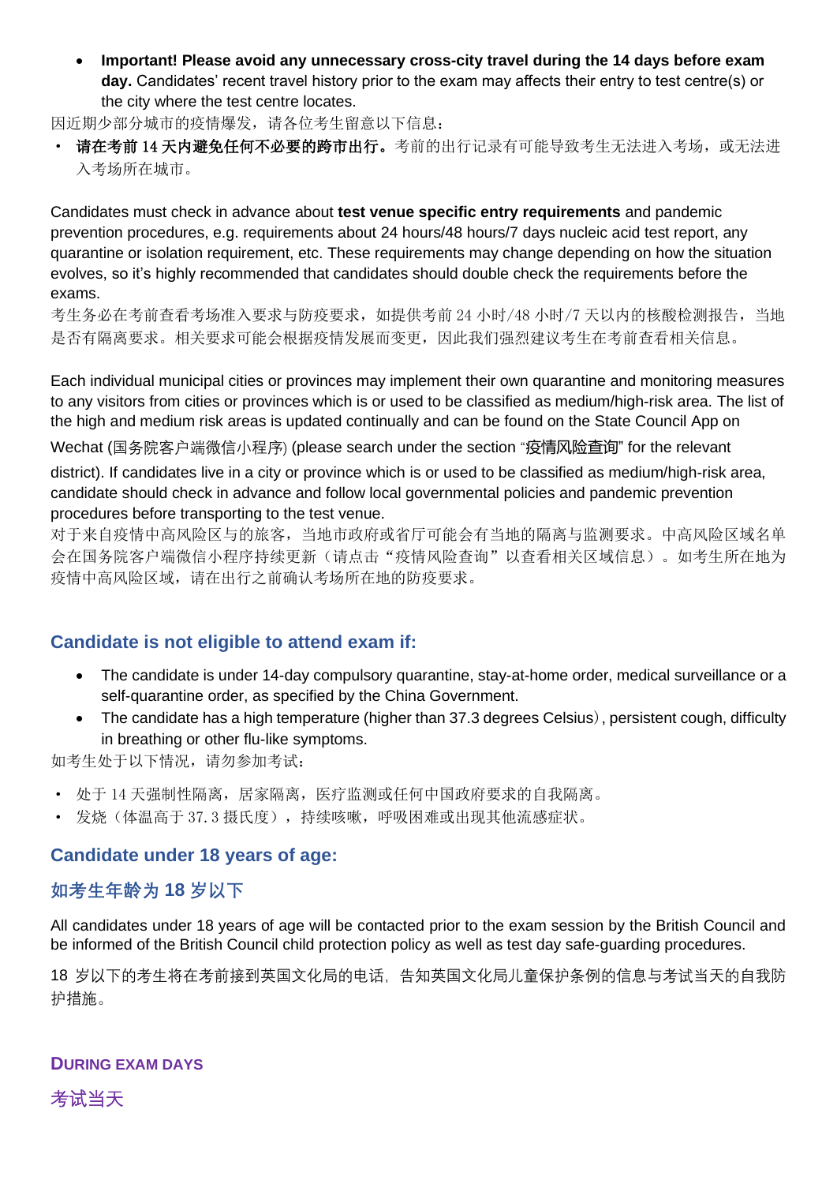- **Important! Please avoid any unnecessary cross-city travel during the 14 days before exam day.** Candidates' recent travel history prior to the exam may affects their entry to test centre(s) or the city where the test centre locates.

因近期少部分城市的疫情爆发，请各位考生留意以下信息：

- **请在考前 14 天内避免任何不必要的跨市出行。**考前的出行记录有可能导致考生无法进入考场，或无法进入考场所在城市。

Candidates must check in advance about **test venue specific entry requirements** and pandemic prevention procedures, e.g. requirements about 24 hours/48 hours/7 days nucleic acid test report, any quarantine or isolation requirement, etc. These requirements may change depending on how the situation evolves, so it's highly recommended that candidates should double check the requirements before the exams.

考生务必在考前查看考场准入要求与防疫要求，如提供考前 24 小时/48 小时/7 天以内的核酸检测报告，当地是否有隔离要求。相关要求可能会根据疫情发展而变更，因此我们强烈建议考生在考前查看相关信息。

Each individual municipal cities or provinces may implement their own quarantine and monitoring measures to any visitors from cities or provinces which is or used to be classified as medium/high-risk area. The list of the high and medium risk areas is updated continually and can be found on the State Council App on Wechat (国务院客户端微信小程序) (please search under the section "疫情风险查询" for the relevant district). If candidates live in a city or province which is or used to be classified as medium/high-risk area, candidate should check in advance and follow local governmental policies and pandemic prevention procedures before transporting to the test venue.

对于来自疫情中高风险区与的旅客，当地市政府或省厅可能会有当地的隔离与监测要求。中高风险区域名单会在国务院客户端微信小程序持续更新（请点击"疫情风险查询"以查看相关区域信息）。如考生所在地为疫情中高风险区域，请在出行之前确认考场所在地的防疫要求。

## Candidate is not eligible to attend exam if:

- The candidate is under 14-day compulsory quarantine, stay-at-home order, medical surveillance or a self-quarantine order, as specified by the China Government.
- The candidate has a high temperature (higher than 37.3 degrees Celsius), persistent cough, difficulty in breathing or other flu-like symptoms.

如考生处于以下情况，请勿参加考试：

- 处于 14 天强制性隔离，居家隔离，医疗监测或任何中国政府要求的自我隔离。
- 发烧（体温高于 37.3 摄氏度），持续咳嗽，呼吸困难或出现其他流感症状。

## Candidate under 18 years of age:

## 如考生年龄为 18 岁以下

All candidates under 18 years of age will be contacted prior to the exam session by the British Council and be informed of the British Council child protection policy as well as test day safe-guarding procedures.

18 岁以下的考生将在考前接到英国文化局的电话，告知英国文化局儿童保护条例的信息与考试当天的自我防护措施。

## DURING EXAM DAYS

## 考试当天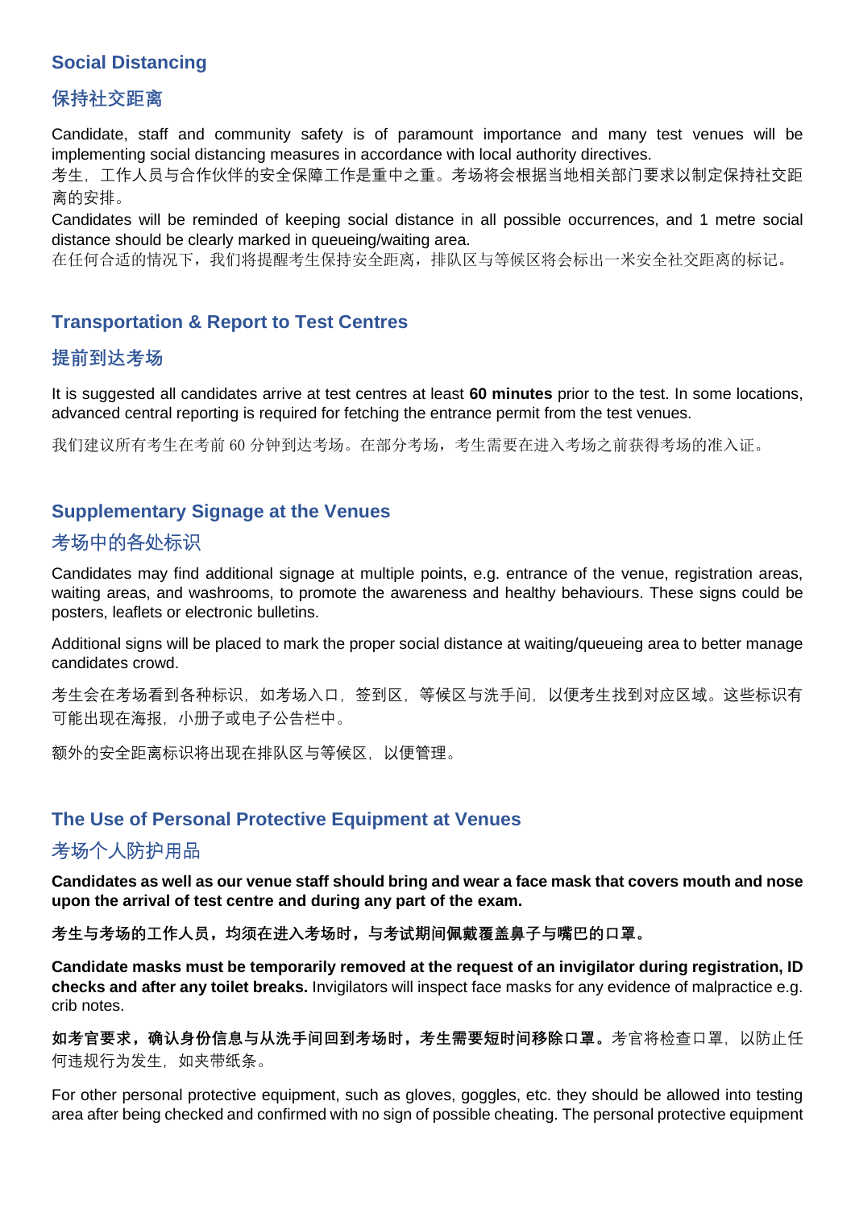## Social Distancing

## 保持社交距离

Candidate, staff and community safety is of paramount importance and many test venues will be implementing social distancing measures in accordance with local authority directives.
考生，工作人员与合作伙伴的安全保障工作是重中之重。考场将会根据当地相关部门要求以制定保持社交距离的安排。
Candidates will be reminded of keeping social distance in all possible occurrences, and 1 metre social distance should be clearly marked in queueing/waiting area.
在任何合适的情况下，我们将提醒考生保持安全距离，排队区与等候区将会标出一米安全社交距离的标记。

## Transportation & Report to Test Centres

## 提前到达考场

It is suggested all candidates arrive at test centres at least **60 minutes** prior to the test. In some locations, advanced central reporting is required for fetching the entrance permit from the test venues.

我们建议所有考生在考前 60 分钟到达考场。在部分考场，考生需要在进入考场之前获得考场的准入证。

## Supplementary Signage at the Venues

## 考场中的各处标识

Candidates may find additional signage at multiple points, e.g. entrance of the venue, registration areas, waiting areas, and washrooms, to promote the awareness and healthy behaviours. These signs could be posters, leaflets or electronic bulletins.

Additional signs will be placed to mark the proper social distance at waiting/queueing area to better manage candidates crowd.

考生会在考场看到各种标识，如考场入口，签到区，等候区与洗手间，以便考生找到对应区域。这些标识有可能出现在海报，小册子或电子公告栏中。

额外的安全距离标识将出现在排队区与等候区，以便管理。

## The Use of Personal Protective Equipment at Venues

## 考场个人防护用品

**Candidates as well as our venue staff should bring and wear a face mask that covers mouth and nose upon the arrival of test centre and during any part of the exam.**

**考生与考场的工作人员，均须在进入考场时，与考试期间佩戴覆盖鼻子与嘴巴的口罩。**

**Candidate masks must be temporarily removed at the request of an invigilator during registration, ID checks and after any toilet breaks.** Invigilators will inspect face masks for any evidence of malpractice e.g. crib notes.

**如考官要求，确认身份信息与从洗手间回到考场时，考生需要短时间移除口罩。**考官将检查口罩，以防止任何违规行为发生，如夹带纸条。

For other personal protective equipment, such as gloves, goggles, etc. they should be allowed into testing area after being checked and confirmed with no sign of possible cheating. The personal protective equipment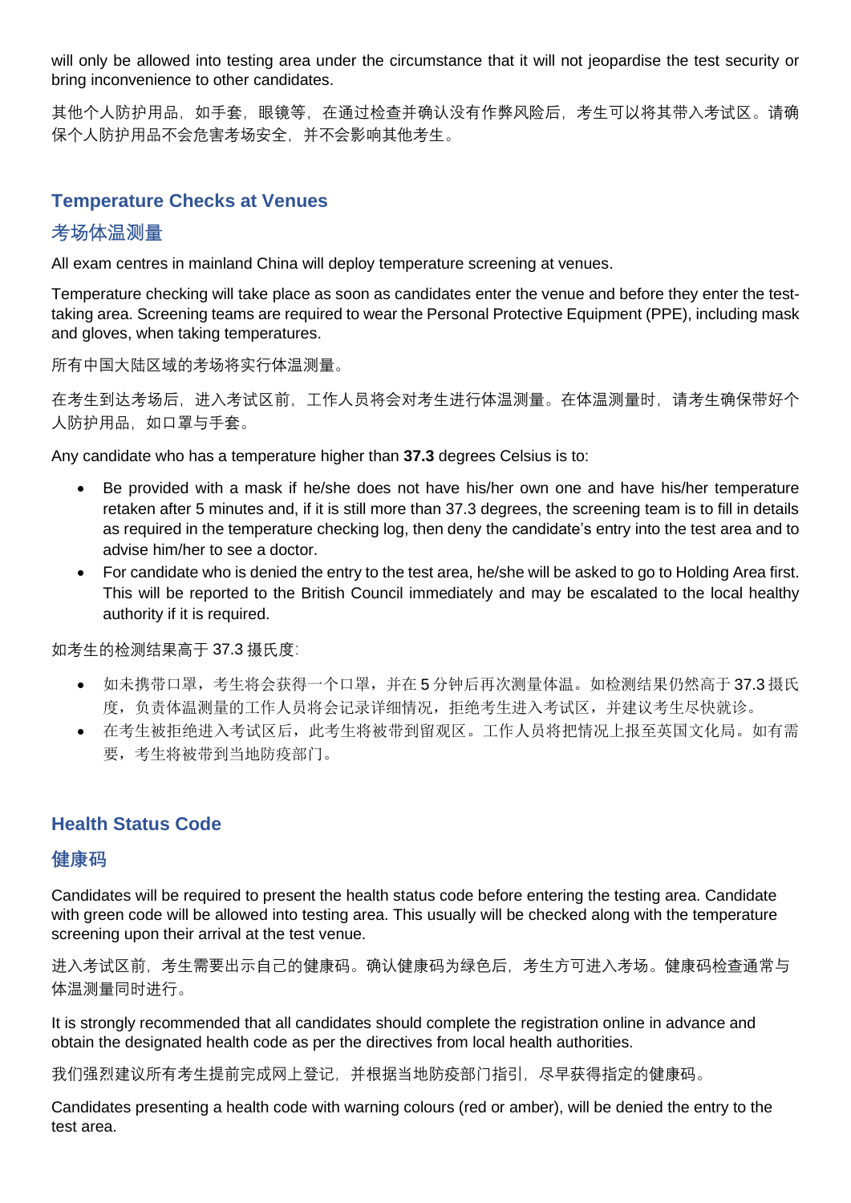will only be allowed into testing area under the circumstance that it will not jeopardise the test security or bring inconvenience to other candidates.

其他个人防护用品，如手套，眼镜等，在通过检查并确认没有作弊风险后，考生可以将其带入考试区。请确保个人防护用品不会危害考场安全，并不会影响其他考生。

## Temperature Checks at Venues

## 考场体温测量

All exam centres in mainland China will deploy temperature screening at venues.

Temperature checking will take place as soon as candidates enter the venue and before they enter the test-taking area. Screening teams are required to wear the Personal Protective Equipment (PPE), including mask and gloves, when taking temperatures.

所有中国大陆区域的考场将实行体温测量。

在考生到达考场后，进入考试区前，工作人员将会对考生进行体温测量。在体温测量时，请考生确保带好个人防护用品，如口罩与手套。

Any candidate who has a temperature higher than **37.3** degrees Celsius is to:

- Be provided with a mask if he/she does not have his/her own one and have his/her temperature retaken after 5 minutes and, if it is still more than 37.3 degrees, the screening team is to fill in details as required in the temperature checking log, then deny the candidate's entry into the test area and to advise him/her to see a doctor.
- For candidate who is denied the entry to the test area, he/she will be asked to go to Holding Area first. This will be reported to the British Council immediately and may be escalated to the local healthy authority if it is required.

如考生的检测结果高于 37.3 摄氏度:

- 如未携带口罩，考生将会获得一个口罩，并在 5 分钟后再次测量体温。如检测结果仍然高于 37.3 摄氏度，负责体温测量的工作人员将会记录详细情况，拒绝考生进入考试区，并建议考生尽快就诊。
- 在考生被拒绝进入考试区后，此考生将被带到留观区。工作人员将把情况上报至英国文化局。如有需要，考生将被带到当地防疫部门。

## Health Status Code

## 健康码

Candidates will be required to present the health status code before entering the testing area. Candidate with green code will be allowed into testing area. This usually will be checked along with the temperature screening upon their arrival at the test venue.

进入考试区前，考生需要出示自己的健康码。确认健康码为绿色后，考生方可进入考场。健康码检查通常与体温测量同时进行。

It is strongly recommended that all candidates should complete the registration online in advance and obtain the designated health code as per the directives from local health authorities.

我们强烈建议所有考生提前完成网上登记，并根据当地防疫部门指引，尽早获得指定的健康码。

Candidates presenting a health code with warning colours (red or amber), will be denied the entry to the test area.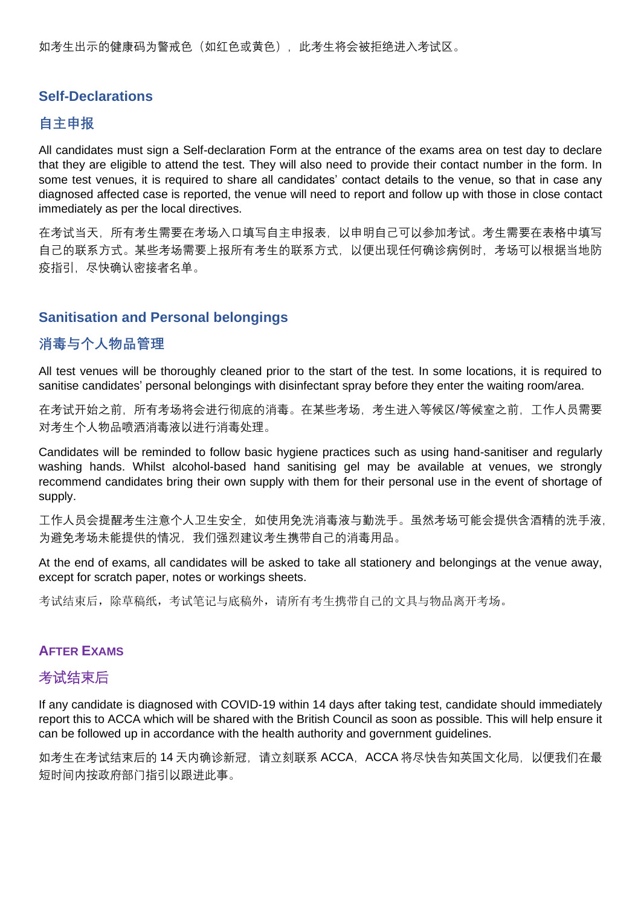如考生出示的健康码为警戒色（如红色或黄色），此考生将会被拒绝进入考试区。

## Self-Declarations

## 自主申报

All candidates must sign a Self-declaration Form at the entrance of the exams area on test day to declare that they are eligible to attend the test. They will also need to provide their contact number in the form. In some test venues, it is required to share all candidates' contact details to the venue, so that in case any diagnosed affected case is reported, the venue will need to report and follow up with those in close contact immediately as per the local directives.

在考试当天，所有考生需要在考场入口填写自主申报表，以申明自己可以参加考试。考生需要在表格中填写自己的联系方式。某些考场需要上报所有考生的联系方式，以便出现任何确诊病例时，考场可以根据当地防疫指引，尽快确认密接者名单。

## Sanitisation and Personal belongings

## 消毒与个人物品管理

All test venues will be thoroughly cleaned prior to the start of the test. In some locations, it is required to sanitise candidates' personal belongings with disinfectant spray before they enter the waiting room/area.

在考试开始之前，所有考场将会进行彻底的消毒。在某些考场，考生进入等候区/等候室之前，工作人员需要对考生个人物品喷洒消毒液以进行消毒处理。

Candidates will be reminded to follow basic hygiene practices such as using hand-sanitiser and regularly washing hands. Whilst alcohol-based hand sanitising gel may be available at venues, we strongly recommend candidates bring their own supply with them for their personal use in the event of shortage of supply.

工作人员会提醒考生注意个人卫生安全，如使用免洗消毒液与勤洗手。虽然考场可能会提供含酒精的洗手液，为避免考场未能提供的情况，我们强烈建议考生携带自己的消毒用品。

At the end of exams, all candidates will be asked to take all stationery and belongings at the venue away, except for scratch paper, notes or workings sheets.

考试结束后，除草稿纸，考试笔记与底稿外，请所有考生携带自己的文具与物品离开考场。

## AFTER EXAMS

## 考试结束后

If any candidate is diagnosed with COVID-19 within 14 days after taking test, candidate should immediately report this to ACCA which will be shared with the British Council as soon as possible. This will help ensure it can be followed up in accordance with the health authority and government guidelines.

如考生在考试结束后的 14 天内确诊新冠，请立刻联系 ACCA，ACCA 将尽快告知英国文化局，以便我们在最短时间内按政府部门指引以跟进此事。